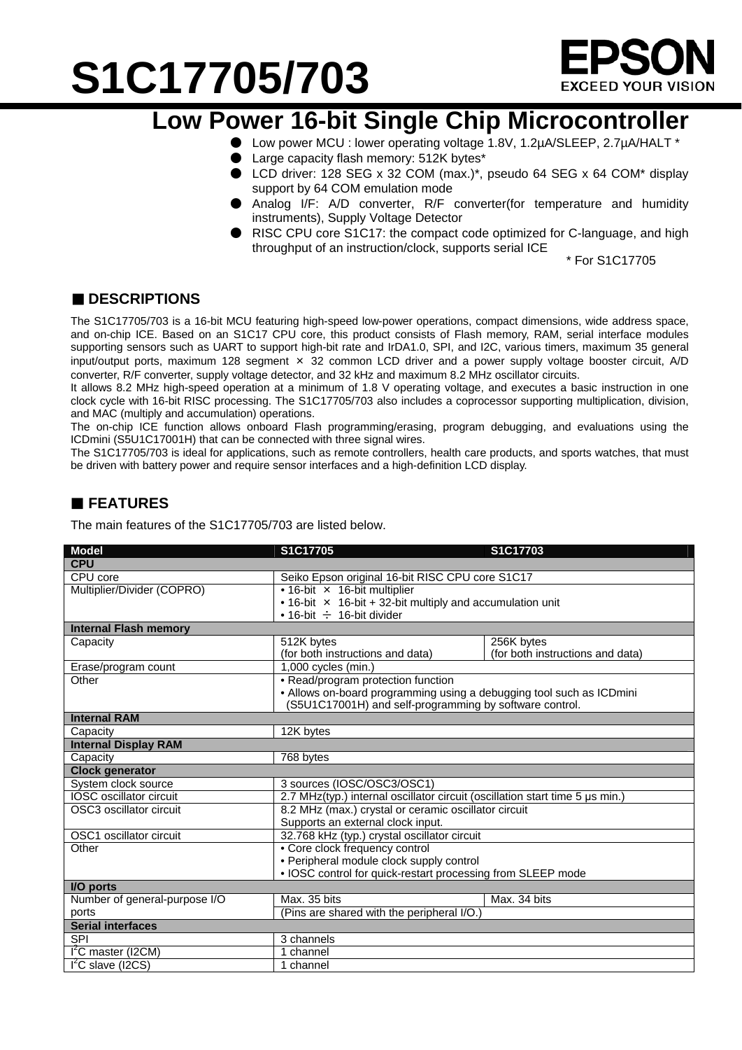# S1C17705/703

EPSON
EXCEED YOUR VISION

## Low Power 16-bit Single Chip Microcontroller

- Low power MCU : lower operating voltage 1.8V, 1.2µA/SLEEP, 2.7µA/HALT *
- Large capacity flash memory: 512K bytes*
- LCD driver: 128 SEG x 32 COM (max.)*, pseudo 64 SEG x 64 COM* display support by 64 COM emulation mode
- Analog I/F: A/D converter, R/F converter(for temperature and humidity instruments), Supply Voltage Detector
- RISC CPU core S1C17: the compact code optimized for C-language, and high throughput of an instruction/clock, supports serial ICE

\* For S1C17705

## ■ DESCRIPTIONS

The S1C17705/703 is a 16-bit MCU featuring high-speed low-power operations, compact dimensions, wide address space, and on-chip ICE. Based on an S1C17 CPU core, this product consists of Flash memory, RAM, serial interface modules supporting sensors such as UART to support high-bit rate and IrDA1.0, SPI, and I2C, various timers, maximum 35 general input/output ports, maximum 128 segment × 32 common LCD driver and a power supply voltage booster circuit, A/D converter, R/F converter, supply voltage detector, and 32 kHz and maximum 8.2 MHz oscillator circuits.
It allows 8.2 MHz high-speed operation at a minimum of 1.8 V operating voltage, and executes a basic instruction in one clock cycle with 16-bit RISC processing. The S1C17705/703 also includes a coprocessor supporting multiplication, division, and MAC (multiply and accumulation) operations.
The on-chip ICE function allows onboard Flash programming/erasing, program debugging, and evaluations using the ICDmini (S5U1C17001H) that can be connected with three signal wires.
The S1C17705/703 is ideal for applications, such as remote controllers, health care products, and sports watches, that must be driven with battery power and require sensor interfaces and a high-definition LCD display.

## ■ FEATURES

The main features of the S1C17705/703 are listed below.

| Model | S1C17705 | S1C17703 |
|---|---|---|
| **CPU** | | |
| CPU core | Seiko Epson original 16-bit RISC CPU core S1C17 | |
| Multiplier/Divider (COPRO) | • 16-bit × 16-bit multiplier<br>• 16-bit × 16-bit + 32-bit multiply and accumulation unit<br>• 16-bit ÷ 16-bit divider | |
| **Internal Flash memory** | | |
| Capacity | 512K bytes<br>(for both instructions and data) | 256K bytes<br>(for both instructions and data) |
| Erase/program count | 1,000 cycles (min.) | |
| Other | • Read/program protection function<br>• Allows on-board programming using a debugging tool such as ICDmini (S5U1C17001H) and self-programming by software control. | |
| **Internal RAM** | | |
| Capacity | 12K bytes | |
| **Internal Display RAM** | | |
| Capacity | 768 bytes | |
| **Clock generator** | | |
| System clock source | 3 sources (IOSC/OSC3/OSC1) | |
| IOSC oscillator circuit | 2.7 MHz(typ.) internal oscillator circuit (oscillation start time 5 µs min.) | |
| OSC3 oscillator circuit | 8.2 MHz (max.) crystal or ceramic oscillator circuit<br>Supports an external clock input. | |
| OSC1 oscillator circuit | 32.768 kHz (typ.) crystal oscillator circuit | |
| Other | • Core clock frequency control<br>• Peripheral module clock supply control<br>• IOSC control for quick-restart processing from SLEEP mode | |
| **I/O ports** | | |
| Number of general-purpose I/O ports | Max. 35 bits | Max. 34 bits |
| | (Pins are shared with the peripheral I/O.) | |
| **Serial interfaces** | | |
| SPI | 3 channels | |
| I²C master (I2CM) | 1 channel | |
| I²C slave (I2CS) | 1 channel | |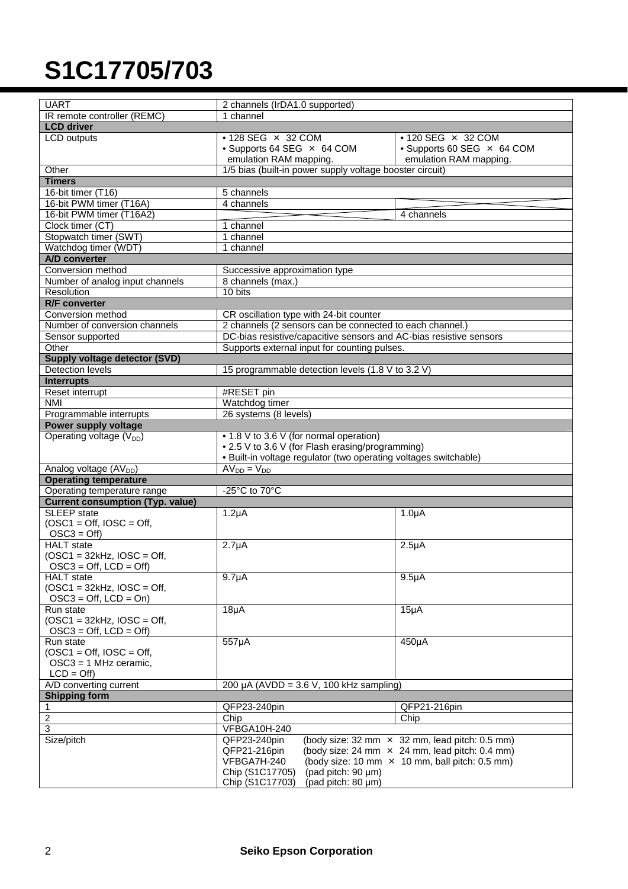# S1C17705/703

| | | |
|---|---|---|
| UART | 2 channels (IrDA1.0 supported) | |
| IR remote controller (REMC) | 1 channel | |
| **LCD driver** | | |
| LCD outputs | • 128 SEG × 32 COM<br>• Supports 64 SEG × 64 COM emulation RAM mapping. | • 120 SEG × 32 COM<br>• Supports 60 SEG × 64 COM emulation RAM mapping. |
| Other | 1/5 bias (built-in power supply voltage booster circuit) | |
| **Timers** | | |
| 16-bit timer (T16) | 5 channels | |
| 16-bit PWM timer (T16A) | 4 channels | |
| 16-bit PWM timer (T16A2) | | 4 channels |
| Clock timer (CT) | 1 channel | |
| Stopwatch timer (SWT) | 1 channel | |
| Watchdog timer (WDT) | 1 channel | |
| **A/D converter** | | |
| Conversion method | Successive approximation type | |
| Number of analog input channels | 8 channels (max.) | |
| Resolution | 10 bits | |
| **R/F converter** | | |
| Conversion method | CR oscillation type with 24-bit counter | |
| Number of conversion channels | 2 channels (2 sensors can be connected to each channel.) | |
| Sensor supported | DC-bias resistive/capacitive sensors and AC-bias resistive sensors | |
| Other | Supports external input for counting pulses. | |
| **Supply voltage detector (SVD)** | | |
| Detection levels | 15 programmable detection levels (1.8 V to 3.2 V) | |
| **Interrupts** | | |
| Reset interrupt | #RESET pin | |
| NMI | Watchdog timer | |
| Programmable interrupts | 26 systems (8 levels) | |
| **Power supply voltage** | | |
| Operating voltage ($V_{DD}$) | • 1.8 V to 3.6 V (for normal operation)<br>• 2.5 V to 3.6 V (for Flash erasing/programming)<br>• Built-in voltage regulator (two operating voltages switchable) | |
| Analog voltage ($AV_{DD}$) | $AV_{DD} = V_{DD}$ | |
| **Operating temperature** | | |
| Operating temperature range | -25°C to 70°C | |
| **Current consumption (Typ. value)** | | |
| SLEEP state<br>(OSC1 = Off, IOSC = Off, OSC3 = Off) | 1.2µA | 1.0µA |
| HALT state<br>(OSC1 = 32kHz, IOSC = Off, OSC3 = Off, LCD = Off) | 2.7µA | 2.5µA |
| HALT state<br>(OSC1 = 32kHz, IOSC = Off, OSC3 = Off, LCD = On) | 9.7µA | 9.5µA |
| Run state<br>(OSC1 = 32kHz, IOSC = Off, OSC3 = Off, LCD = Off) | 18µA | 15µA |
| Run state<br>(OSC1 = Off, IOSC = Off, OSC3 = 1 MHz ceramic, LCD = Off) | 557µA | 450µA |
| A/D converting current | 200 µA (AVDD = 3.6 V, 100 kHz sampling) | |
| **Shipping form** | | |
| 1 | QFP23-240pin | QFP21-216pin |
| 2 | Chip | Chip |
| 3 | VFBGA10H-240 | |
| Size/pitch | QFP23-240pin (body size: 32 mm × 32 mm, lead pitch: 0.5 mm)<br>QFP21-216pin (body size: 24 mm × 24 mm, lead pitch: 0.4 mm)<br>VFBGA7H-240 (body size: 10 mm × 10 mm, ball pitch: 0.5 mm)<br>Chip (S1C17705) (pad pitch: 90 µm)<br>Chip (S1C17703) (pad pitch: 80 µm) | |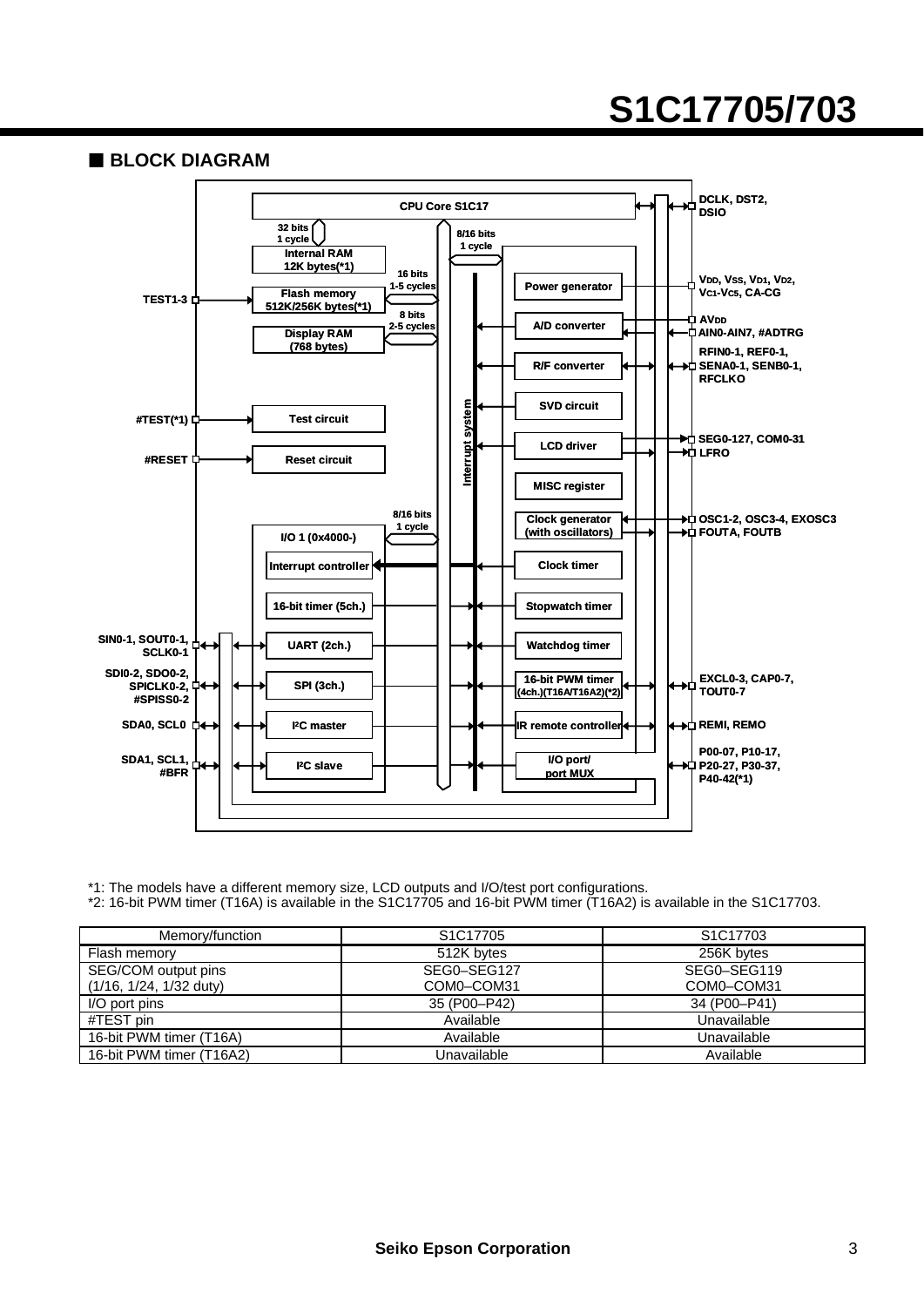## ■ BLOCK DIAGRAM

*1: The models have a different memory size, LCD outputs and I/O/test port configurations.
*2: 16-bit PWM timer (T16A) is available in the S1C17705 and 16-bit PWM timer (T16A2) is available in the S1C17703.

| Memory/function | S1C17705 | S1C17703 |
|---|---|---|
| Flash memory | 512K bytes | 256K bytes |
| SEG/COM output pins (1/16, 1/24, 1/32 duty) | SEG0–SEG127 COM0–COM31 | SEG0–SEG119 COM0–COM31 |
| I/O port pins | 35 (P00–P42) | 34 (P00–P41) |
| #TEST pin | Available | Unavailable |
| 16-bit PWM timer (T16A) | Available | Unavailable |
| 16-bit PWM timer (T16A2) | Unavailable | Available |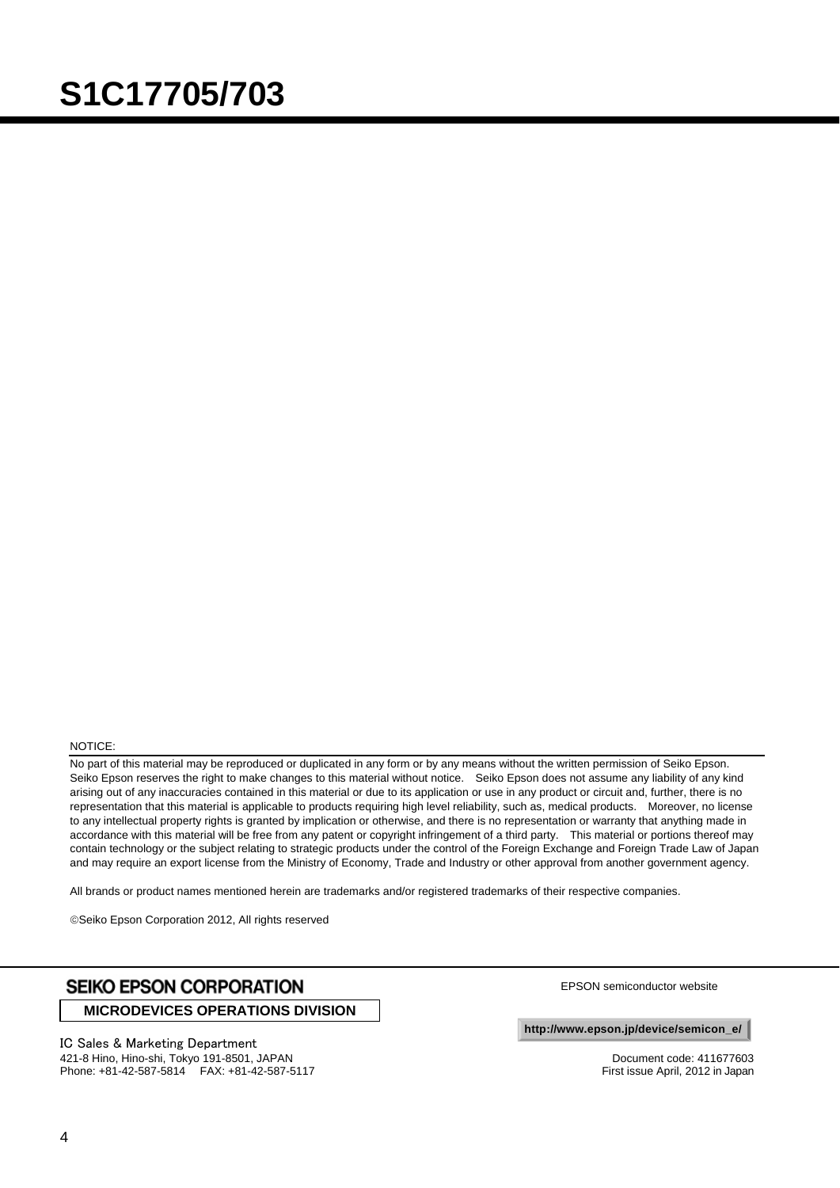# S1C17705/703

NOTICE:

No part of this material may be reproduced or duplicated in any form or by any means without the written permission of Seiko Epson. Seiko Epson reserves the right to make changes to this material without notice. Seiko Epson does not assume any liability of any kind arising out of any inaccuracies contained in this material or due to its application or use in any product or circuit and, further, there is no representation that this material is applicable to products requiring high level reliability, such as, medical products. Moreover, no license to any intellectual property rights is granted by implication or otherwise, and there is no representation or warranty that anything made in accordance with this material will be free from any patent or copyright infringement of a third party. This material or portions thereof may contain technology or the subject relating to strategic products under the control of the Foreign Exchange and Foreign Trade Law of Japan and may require an export license from the Ministry of Economy, Trade and Industry or other approval from another government agency.

All brands or product names mentioned herein are trademarks and/or registered trademarks of their respective companies.

©Seiko Epson Corporation 2012, All rights reserved

**SEIKO EPSON CORPORATION**

**MICRODEVICES OPERATIONS DIVISION**

IC Sales & Marketing Department
421-8 Hino, Hino-shi, Tokyo 191-8501, JAPAN
Phone: +81-42-587-5814 FAX: +81-42-587-5117

EPSON semiconductor website

**http://www.epson.jp/device/semicon_e/**

Document code: 411677603
First issue April, 2012 in Japan